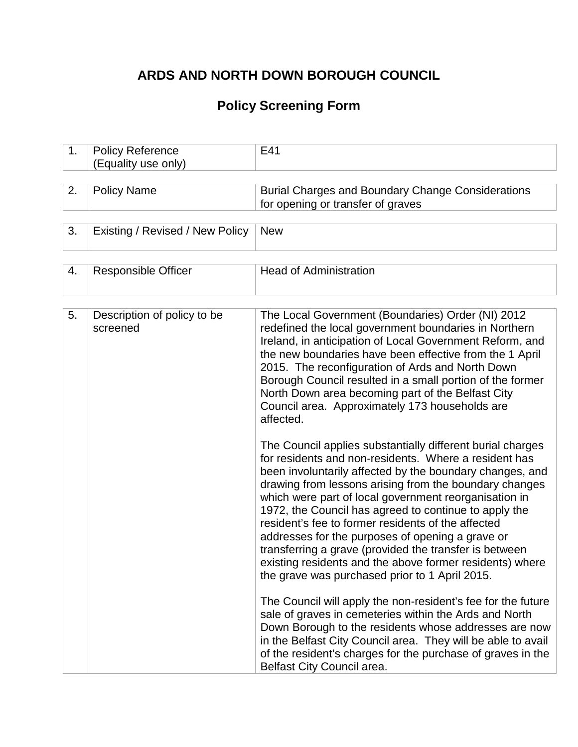# ARDS AND NORTH DOWN BOROUGH COUNCIL

## Policy Screening Form

| | | |
|---|---|---|
| 1. | Policy Reference (Equality use only) | E41 |
| 2. | Policy Name | Burial Charges and Boundary Change Considerations for opening or transfer of graves |
| 3. | Existing / Revised / New Policy | New |
| 4. | Responsible Officer | Head of Administration |
| 5. | Description of policy to be screened | The Local Government (Boundaries) Order (NI) 2012 redefined the local government boundaries in Northern Ireland, in anticipation of Local Government Reform, and the new boundaries have been effective from the 1 April 2015. The reconfiguration of Ards and North Down Borough Council resulted in a small portion of the former North Down area becoming part of the Belfast City Council area. Approximately 173 households are affected.<br><br>The Council applies substantially different burial charges for residents and non-residents. Where a resident has been involuntarily affected by the boundary changes, and drawing from lessons arising from the boundary changes which were part of local government reorganisation in 1972, the Council has agreed to continue to apply the resident's fee to former residents of the affected addresses for the purposes of opening a grave or transferring a grave (provided the transfer is between existing residents and the above former residents) where the grave was purchased prior to 1 April 2015.<br><br>The Council will apply the non-resident's fee for the future sale of graves in cemeteries within the Ards and North Down Borough to the residents whose addresses are now in the Belfast City Council area. They will be able to avail of the resident's charges for the purchase of graves in the Belfast City Council area. |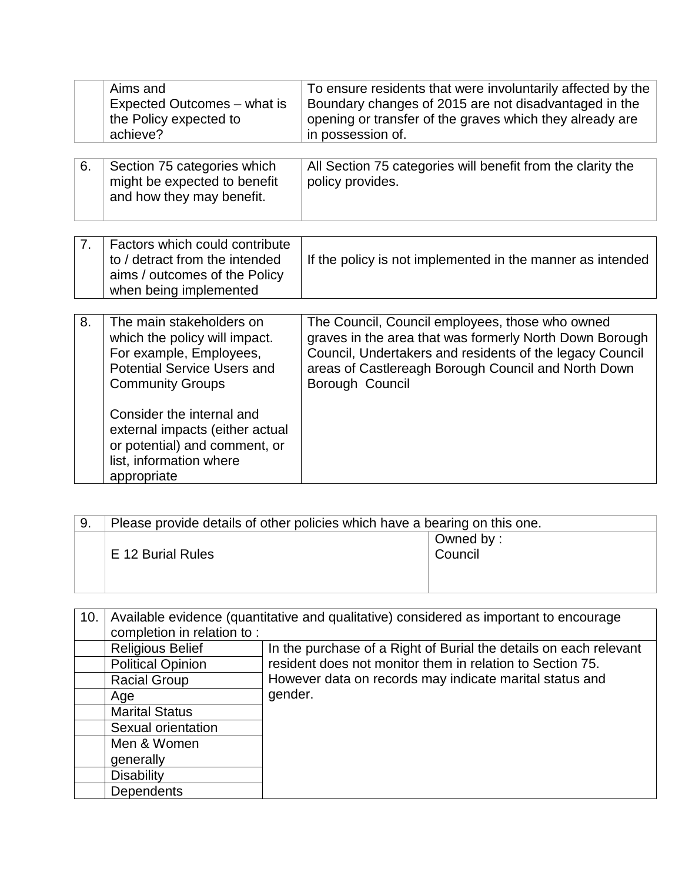|  | Aims and Expected Outcomes – what is the Policy expected to achieve? | To ensure residents that were involuntarily affected by the Boundary changes of 2015 are not disadvantaged in the opening or transfer of the graves which they already are in possession of. |
| --- | --- | --- |

| 6. | Section 75 categories which might be expected to benefit and how they may benefit. | All Section 75 categories will benefit from the clarity the policy provides. |
| --- | --- | --- |

| 7. | Factors which could contribute to / detract from the intended aims / outcomes of the Policy when being implemented | If the policy is not implemented in the manner as intended |
| --- | --- | --- |

| 8. | The main stakeholders on which the policy will impact. For example, Employees, Potential Service Users and Community Groups<br><br>Consider the internal and external impacts (either actual or potential) and comment, or list, information where appropriate | The Council, Council employees, those who owned graves in the area that was formerly North Down Borough Council, Undertakers and residents of the legacy Council areas of Castlereagh Borough Council and North Down Borough Council |
| --- | --- | --- |

| 9. | Please provide details of other policies which have a bearing on this one. | |
| --- | --- | --- |
| | E 12 Burial Rules | Owned by :<br>Council |

| 10. | Available evidence (quantitative and qualitative) considered as important to encourage completion in relation to : | |
| --- | --- | --- |
| | Religious Belief | In the purchase of a Right of Burial the details on each relevant resident does not monitor them in relation to Section 75. However data on records may indicate marital status and gender. |
| | Political Opinion | |
| | Racial Group | |
| | Age | |
| | Marital Status | |
| | Sexual orientation | |
| | Men & Women generally | |
| | Disability | |
| | Dependents | |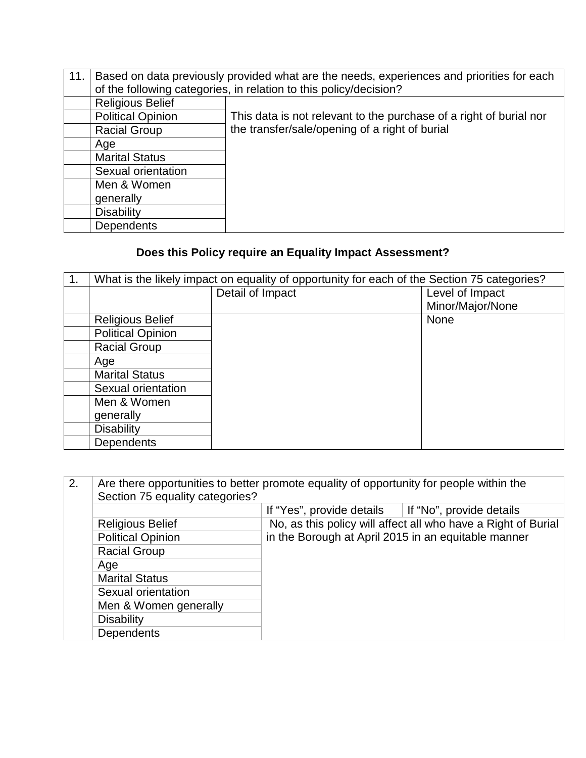| 11. | Based on data previously provided what are the needs, experiences and priorities for each of the following categories, in relation to this policy/decision? | |
|---|---|---|
| | Religious Belief | This data is not relevant to the purchase of a right of burial nor the transfer/sale/opening of a right of burial |
| | Political Opinion | |
| | Racial Group | |
| | Age | |
| | Marital Status | |
| | Sexual orientation | |
| | Men & Women generally | |
| | Disability | |
| | Dependents | |

**Does this Policy require an Equality Impact Assessment?**

| 1. | What is the likely impact on equality of opportunity for each of the Section 75 categories? | | |
|---|---|---|---|
| | | Detail of Impact | Level of Impact Minor/Major/None |
| | Religious Belief | | None |
| | Political Opinion | | |
| | Racial Group | | |
| | Age | | |
| | Marital Status | | |
| | Sexual orientation | | |
| | Men & Women generally | | |
| | Disability | | |
| | Dependents | | |

| 2. | Are there opportunities to better promote equality of opportunity for people within the Section 75 equality categories? | | |
|---|---|---|---|
| | | If "Yes", provide details | If "No", provide details |
| | Religious Belief | No, as this policy will affect all who have a Right of Burial in the Borough at April 2015 in an equitable manner | |
| | Political Opinion | | |
| | Racial Group | | |
| | Age | | |
| | Marital Status | | |
| | Sexual orientation | | |
| | Men & Women generally | | |
| | Disability | | |
| | Dependents | | |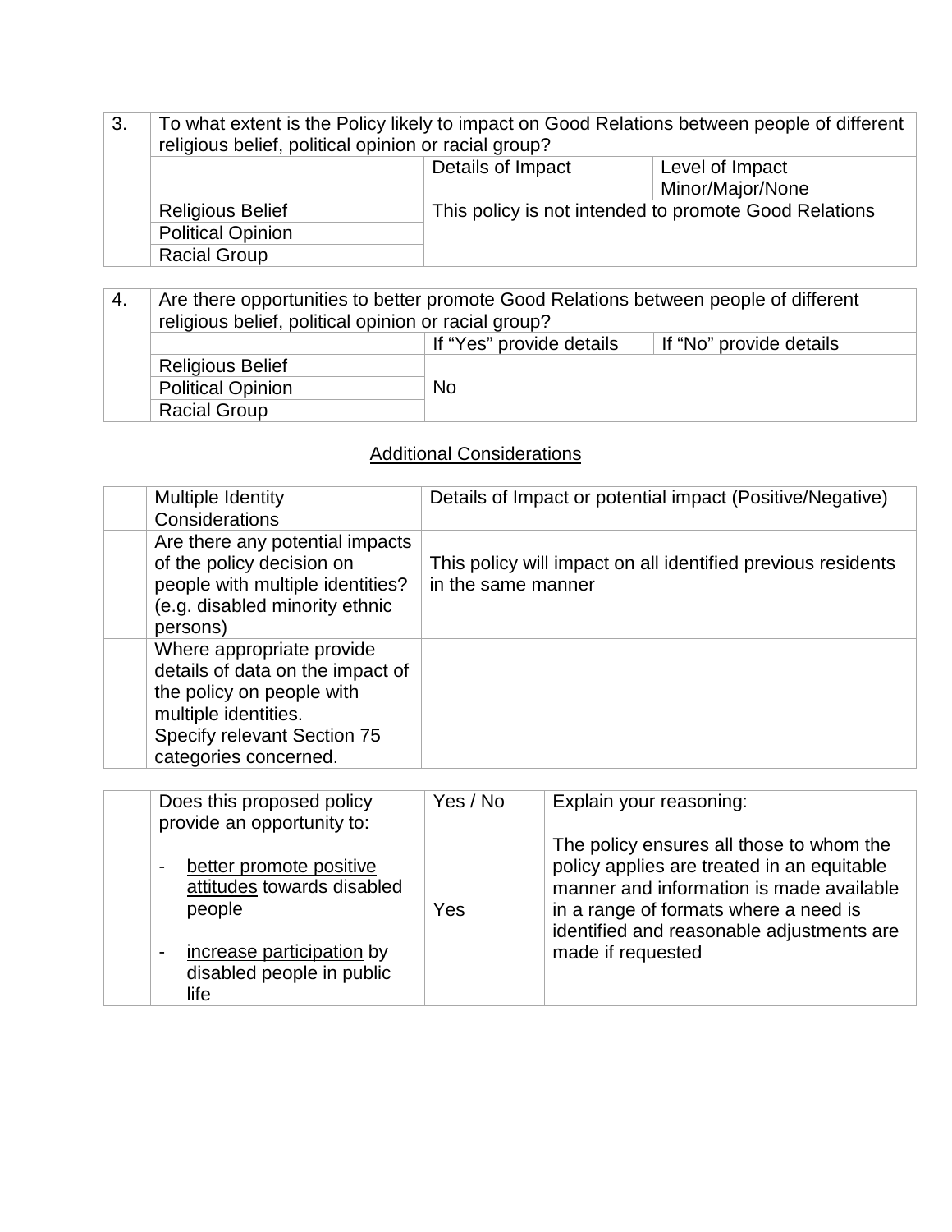| 3. | To what extent is the Policy likely to impact on Good Relations between people of different religious belief, political opinion or racial group? | | |
|---|---|---|---|
| | | Details of Impact | Level of Impact Minor/Major/None |
| | Religious Belief | This policy is not intended to promote Good Relations | |
| | Political Opinion | | |
| | Racial Group | | |

| 4. | Are there opportunities to better promote Good Relations between people of different religious belief, political opinion or racial group? | | |
|---|---|---|---|
| | | If "Yes" provide details | If "No" provide details |
| | Religious Belief | No | |
| | Political Opinion | | |
| | Racial Group | | |

## Additional Considerations

| | Multiple Identity Considerations | Details of Impact or potential impact (Positive/Negative) |
|---|---|---|
| | Are there any potential impacts of the policy decision on people with multiple identities? (e.g. disabled minority ethnic persons) | This policy will impact on all identified previous residents in the same manner |
| | Where appropriate provide details of data on the impact of the policy on people with multiple identities. Specify relevant Section 75 categories concerned. | |

| | Does this proposed policy provide an opportunity to: | Yes / No | Explain your reasoning: |
|---|---|---|---|
| | - better promote positive attitudes towards disabled people<br>- increase participation by disabled people in public life | Yes | The policy ensures all those to whom the policy applies are treated in an equitable manner and information is made available in a range of formats where a need is identified and reasonable adjustments are made if requested |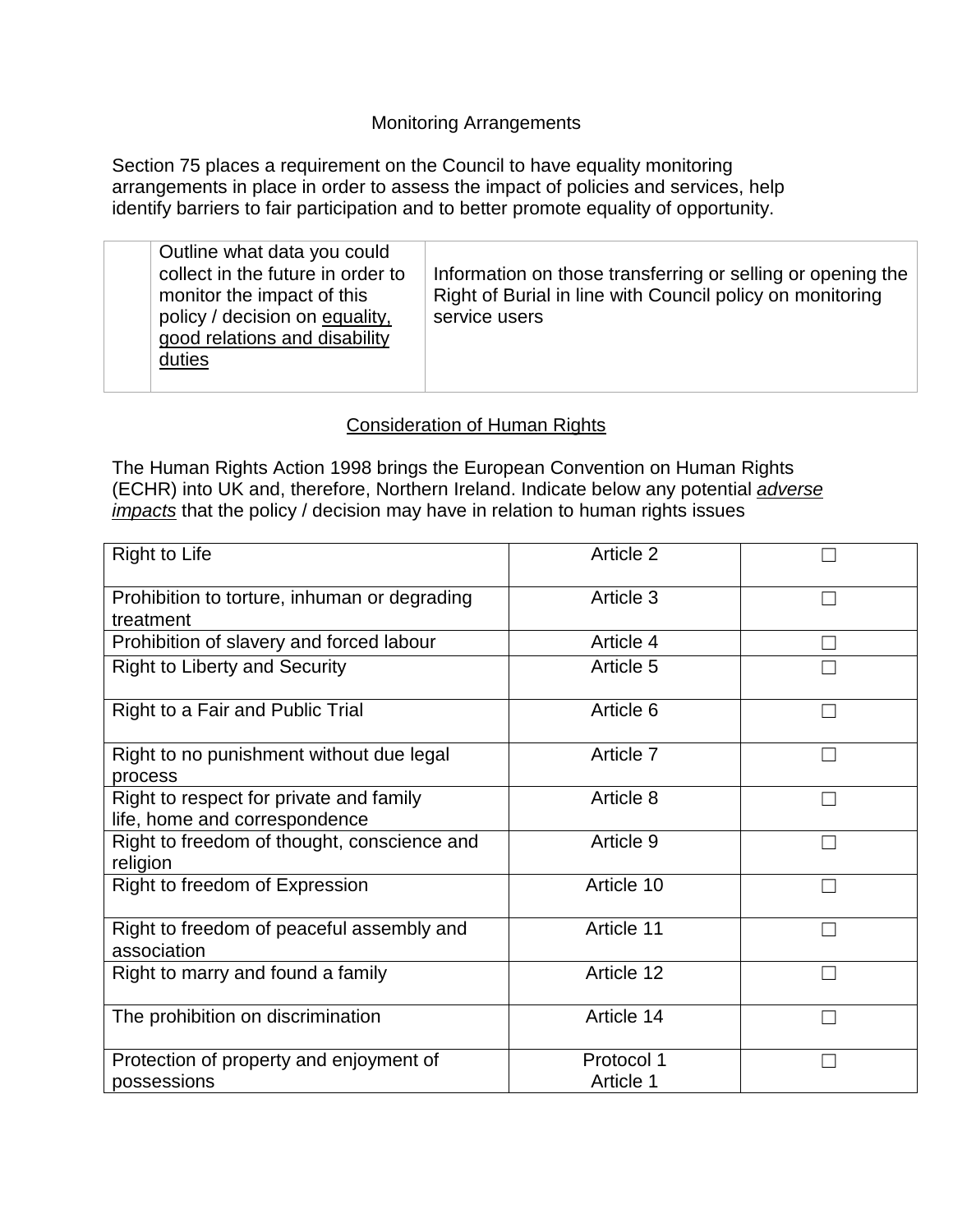## Monitoring Arrangements

Section 75 places a requirement on the Council to have equality monitoring arrangements in place in order to assess the impact of policies and services, help identify barriers to fair participation and to better promote equality of opportunity.

| | | |
|---|---|---|
| | Outline what data you could collect in the future in order to monitor the impact of this policy / decision on equality, good relations and disability duties | Information on those transferring or selling or opening the Right of Burial in line with Council policy on monitoring service users |

## Consideration of Human Rights

The Human Rights Action 1998 brings the European Convention on Human Rights (ECHR) into UK and, therefore, Northern Ireland. Indicate below any potential *adverse impacts* that the policy / decision may have in relation to human rights issues

| | | |
|---|---|---|
| Right to Life | Article 2 | ☐ |
| Prohibition to torture, inhuman or degrading treatment | Article 3 | ☐ |
| Prohibition of slavery and forced labour | Article 4 | ☐ |
| Right to Liberty and Security | Article 5 | ☐ |
| Right to a Fair and Public Trial | Article 6 | ☐ |
| Right to no punishment without due legal process | Article 7 | ☐ |
| Right to respect for private and family life, home and correspondence | Article 8 | ☐ |
| Right to freedom of thought, conscience and religion | Article 9 | ☐ |
| Right to freedom of Expression | Article 10 | ☐ |
| Right to freedom of peaceful assembly and association | Article 11 | ☐ |
| Right to marry and found a family | Article 12 | ☐ |
| The prohibition on discrimination | Article 14 | ☐ |
| Protection of property and enjoyment of possessions | Protocol 1 Article 1 | ☐ |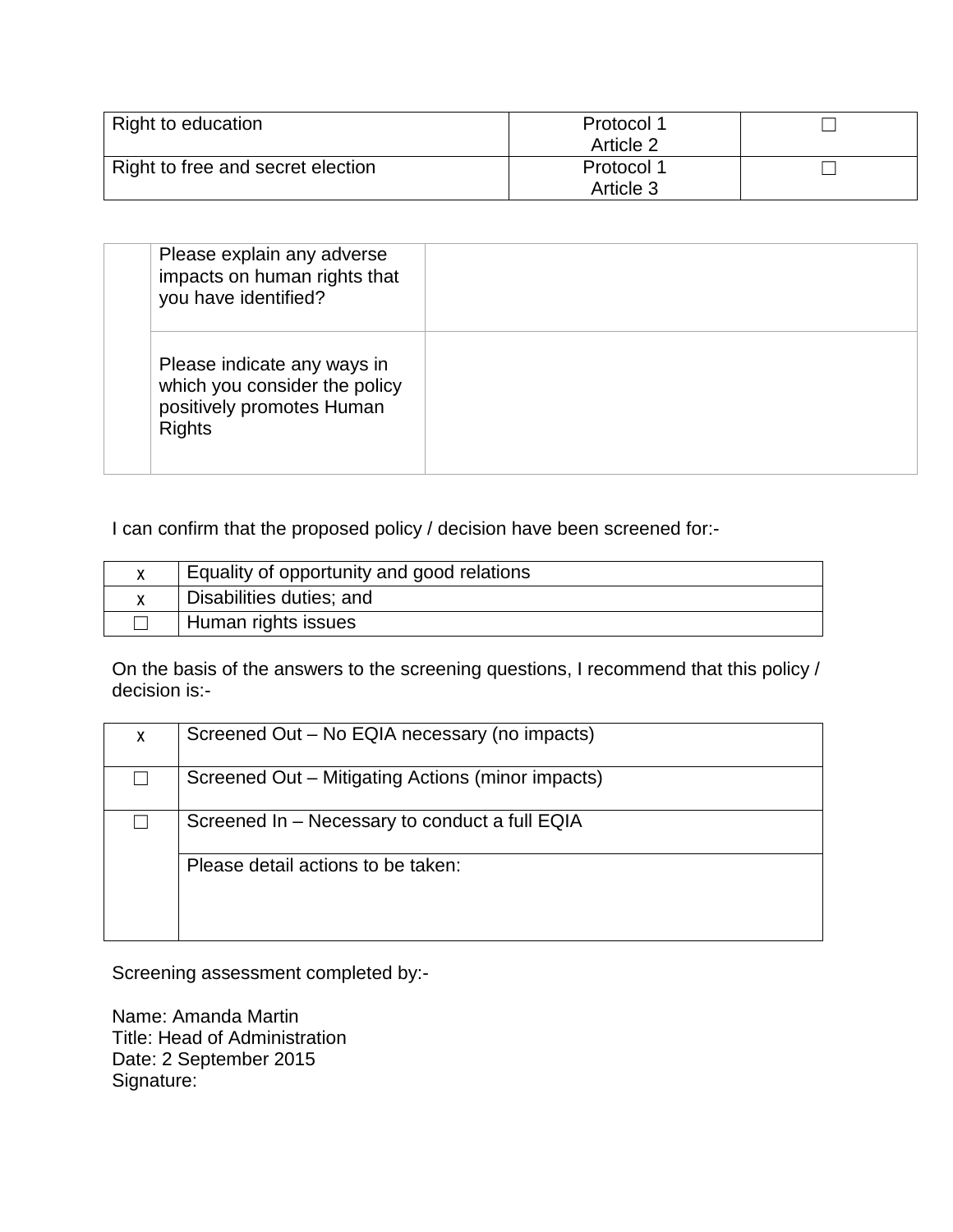| Right to education | Protocol 1 Article 2 | ☐ |
|---|---|---|
| Right to free and secret election | Protocol 1 Article 3 | ☐ |

| | | |
|---|---|---|
| | Please explain any adverse impacts on human rights that you have identified? | |
| | Please indicate any ways in which you consider the policy positively promotes Human Rights | |

I can confirm that the proposed policy / decision have been screened for:-

| | |
|---|---|
| x | Equality of opportunity and good relations |
| x | Disabilities duties; and |
| ☐ | Human rights issues |

On the basis of the answers to the screening questions, I recommend that this policy / decision is:-

| | |
|---|---|
| x | Screened Out – No EQIA necessary (no impacts) |
| ☐ | Screened Out – Mitigating Actions (minor impacts) |
| ☐ | Screened In – Necessary to conduct a full EQIA |
| | Please detail actions to be taken: |

Screening assessment completed by:-

Name: Amanda Martin  
Title: Head of Administration  
Date: 2 September 2015  
Signature: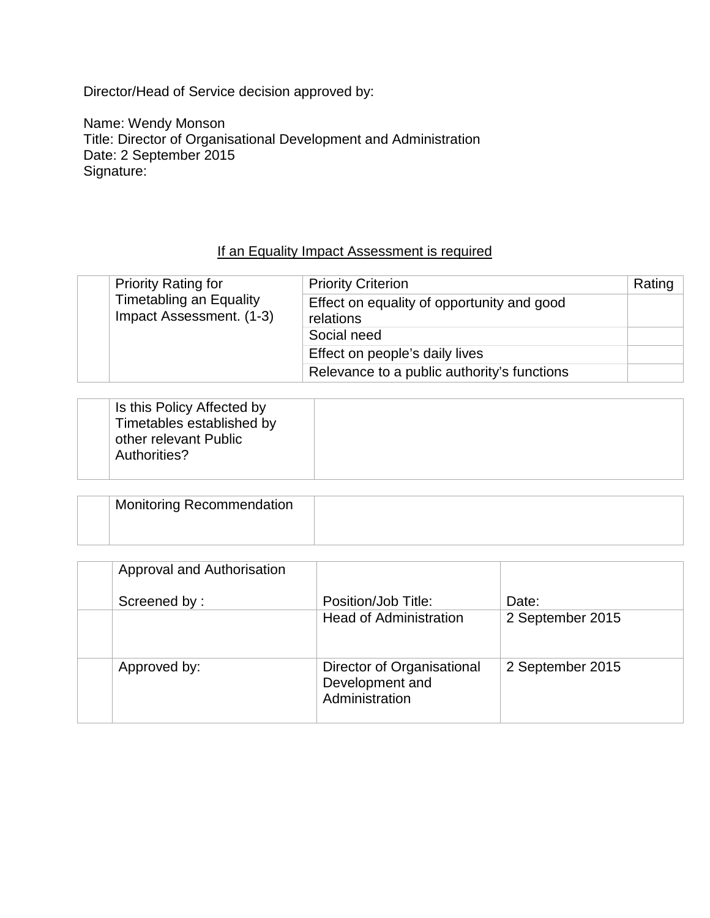Director/Head of Service decision approved by:

Name: Wendy Monson
Title: Director of Organisational Development and Administration
Date: 2 September 2015
Signature:

<u>If an Equality Impact Assessment is required</u>

| | | | |
|---|---|---|---|
| | Priority Rating for Timetabling an Equality Impact Assessment. (1-3) | Priority Criterion | Rating |
| | | Effect on equality of opportunity and good relations | |
| | | Social need | |
| | | Effect on people's daily lives | |
| | | Relevance to a public authority's functions | |

| | | |
|---|---|---|
| | Is this Policy Affected by Timetables established by other relevant Public Authorities? | |

| | | |
|---|---|---|
| | Monitoring Recommendation | |

| | | | |
|---|---|---|---|
| | Approval and Authorisation<br><br>Screened by : | Position/Job Title: | Date: |
| | | Head of Administration | 2 September 2015 |
| | Approved by: | Director of Organisational Development and Administration | 2 September 2015 |